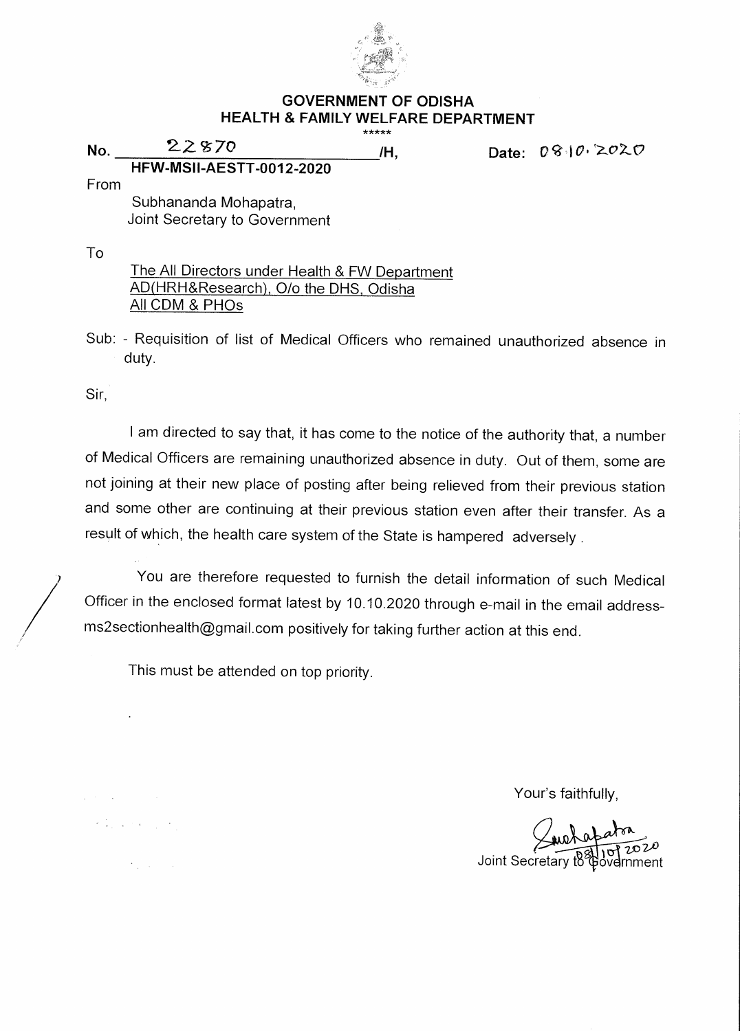# GOVERNMENT OF ODISHA
## HEALTH & FAMILY WELFARE DEPARTMENT

*****

No. 22870 /H, Date: 08.10.2020

**HFW-MSII-AESTT-0012-2020**

From

Subhananda Mohapatra,
Joint Secretary to Government

To

The All Directors under Health & FW Department
AD(HRH&Research), O/o the DHS, Odisha
All CDM & PHOs

Sub: - Requisition of list of Medical Officers who remained unauthorized absence in duty.

Sir,

I am directed to say that, it has come to the notice of the authority that, a number of Medical Officers are remaining unauthorized absence in duty. Out of them, some are not joining at their new place of posting after being relieved from their previous station and some other are continuing at their previous station even after their transfer. As a result of which, the health care system of the State is hampered adversely .

You are therefore requested to furnish the detail information of such Medical Officer in the enclosed format latest by 10.10.2020 through e-mail in the email address- ms2sectionhealth@gmail.com positively for taking further action at this end.

This must be attended on top priority.

Your's faithfully,

Mohapatra
08/10/2020
Joint Secretary to Government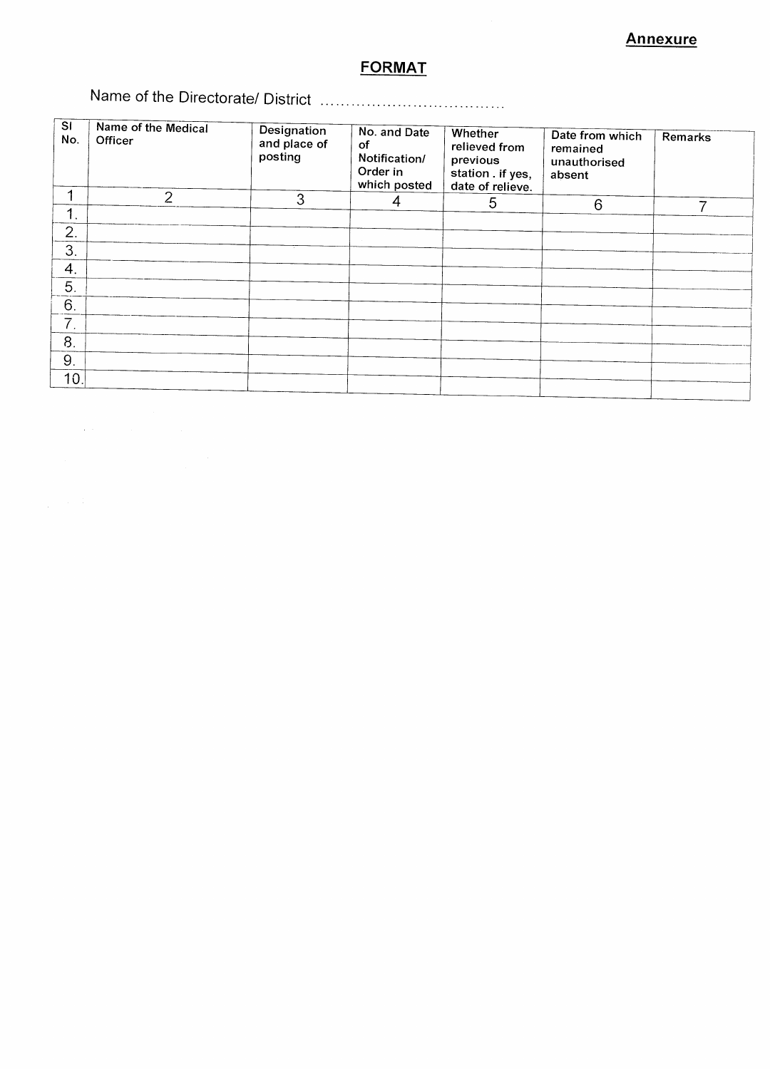**Annexure**

## FORMAT

Name of the Directorate/ District ………………………………

| Sl No. | Name of the Medical Officer | Designation and place of posting | No. and Date of Notification/ Order in which posted | Whether relieved from previous station . if yes, date of relieve. | Date from which remained unauthorised absent | Remarks |
|---|---|---|---|---|---|---|
| 1 | 2 | 3 | 4 | 5 | 6 | 7 |
| 1. | | | | | | |
| 2. | | | | | | |
| 3. | | | | | | |
| 4. | | | | | | |
| 5. | | | | | | |
| 6. | | | | | | |
| 7. | | | | | | |
| 8. | | | | | | |
| 9. | | | | | | |
| 10. | | | | | | |